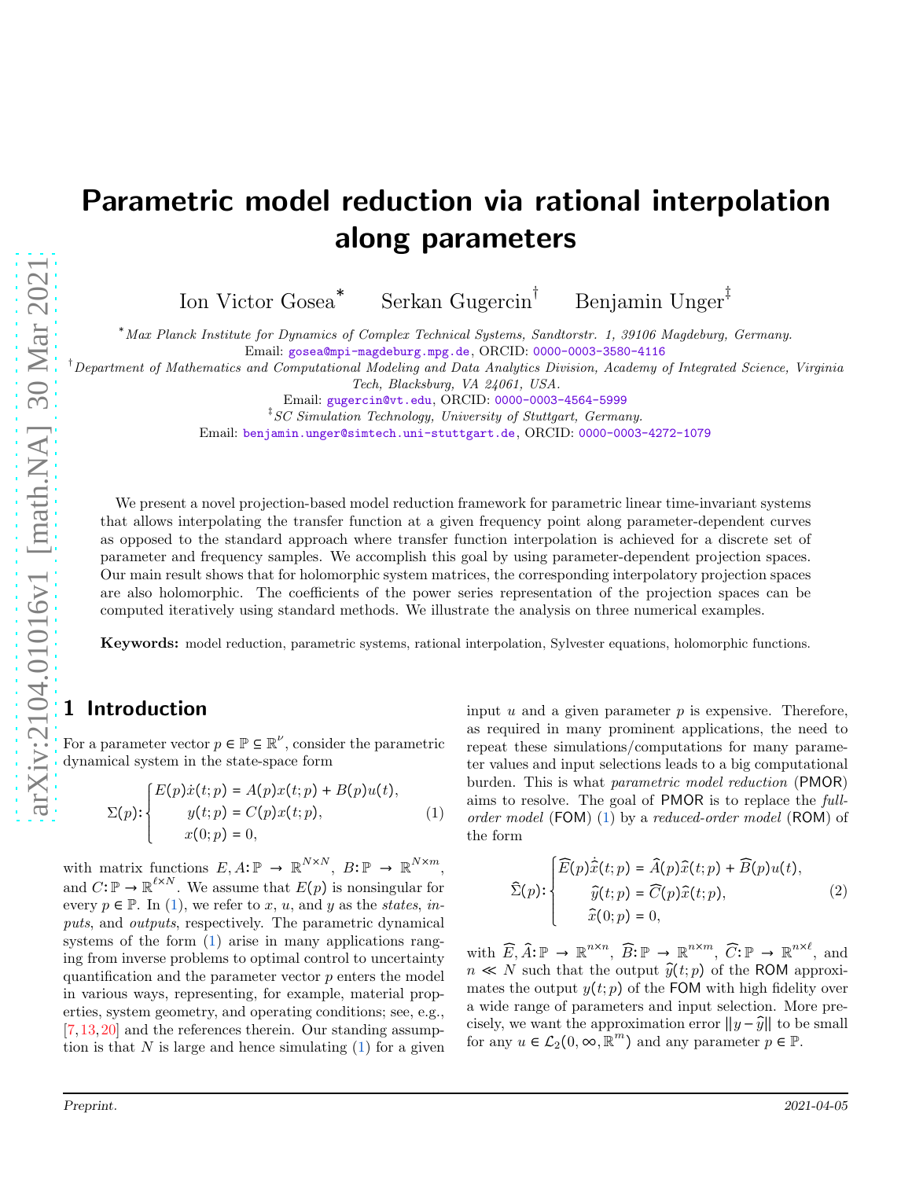# Parametric model reduction via rational interpolation along parameters

Ion Victor Gosea* Serkan Gugercin† Benjamin Unger‡

*Max Planck Institute for Dynamics of Complex Technical Systems, Sandtorstr. 1, 39106 Magdeburg, Germany.
Email: gosea@mpi-magdeburg.mpg.de, ORCID: 0000-0003-3580-4116

†Department of Mathematics and Computational Modeling and Data Analytics Division, Academy of Integrated Science, Virginia Tech, Blacksburg, VA 24061, USA.
Email: gugercin@vt.edu, ORCID: 0000-0003-4564-5999

‡SC Simulation Technology, University of Stuttgart, Germany.
Email: benjamin.unger@simtech.uni-stuttgart.de, ORCID: 0000-0003-4272-1079

We present a novel projection-based model reduction framework for parametric linear time-invariant systems that allows interpolating the transfer function at a given frequency point along parameter-dependent curves as opposed to the standard approach where transfer function interpolation is achieved for a discrete set of parameter and frequency samples. We accomplish this goal by using parameter-dependent projection spaces. Our main result shows that for holomorphic system matrices, the corresponding interpolatory projection spaces are also holomorphic. The coefficients of the power series representation of the projection spaces can be computed iteratively using standard methods. We illustrate the analysis on three numerical examples.

**Keywords:** model reduction, parametric systems, rational interpolation, Sylvester equations, holomorphic functions.

## 1 Introduction

For a parameter vector $p \in \mathbb{P} \subseteq \mathbb{R}^{\nu}$, consider the parametric dynamical system in the state-space form

$$\Sigma(p)\colon \begin{cases} E(p)\dot{x}(t;p) = A(p)x(t;p) + B(p)u(t), \\ y(t;p) = C(p)x(t;p), \\ x(0;p) = 0, \end{cases} \tag{1}$$

with matrix functions $E, A\colon \mathbb{P} \to \mathbb{R}^{N\times N}$, $B\colon \mathbb{P} \to \mathbb{R}^{N\times m}$, and $C\colon \mathbb{P} \to \mathbb{R}^{\ell\times N}$. We assume that $E(p)$ is nonsingular for every $p \in \mathbb{P}$. In (1), we refer to $x$, $u$, and $y$ as the *states*, *inputs*, and *outputs*, respectively. The parametric dynamical systems of the form (1) arise in many applications ranging from inverse problems to optimal control to uncertainty quantification and the parameter vector $p$ enters the model in various ways, representing, for example, material properties, system geometry, and operating conditions; see, e.g., [7,13,20] and the references therein. Our standing assumption is that $N$ is large and hence simulating (1) for a given input $u$ and a given parameter $p$ is expensive. Therefore, as required in many prominent applications, the need to repeat these simulations/computations for many parameter values and input selections leads to a big computational burden. This is what *parametric model reduction* (PMOR) aims to resolve. The goal of PMOR is to replace the *full-order model* (FOM) (1) by a *reduced-order model* (ROM) of the form

$$\widehat{\Sigma}(p)\colon \begin{cases} \widehat{E}(p)\dot{\widehat{x}}(t;p) = \widehat{A}(p)\widehat{x}(t;p) + \widehat{B}(p)u(t), \\ \widehat{y}(t;p) = \widehat{C}(p)\widehat{x}(t;p), \\ \widehat{x}(0;p) = 0, \end{cases} \tag{2}$$

with $\widehat{E}, \widehat{A}\colon \mathbb{P} \to \mathbb{R}^{n\times n}$, $\widehat{B}\colon \mathbb{P} \to \mathbb{R}^{n\times m}$, $\widehat{C}\colon \mathbb{P} \to \mathbb{R}^{n\times \ell}$, and $n \ll N$ such that the output $\widehat{y}(t;p)$ of the ROM approximates the output $y(t;p)$ of the FOM with high fidelity over a wide range of parameters and input selection. More precisely, we want the approximation error $\|y - \widehat{y}\|$ to be small for any $u \in \mathcal{L}_2(0,\infty,\mathbb{R}^m)$ and any parameter $p \in \mathbb{P}$.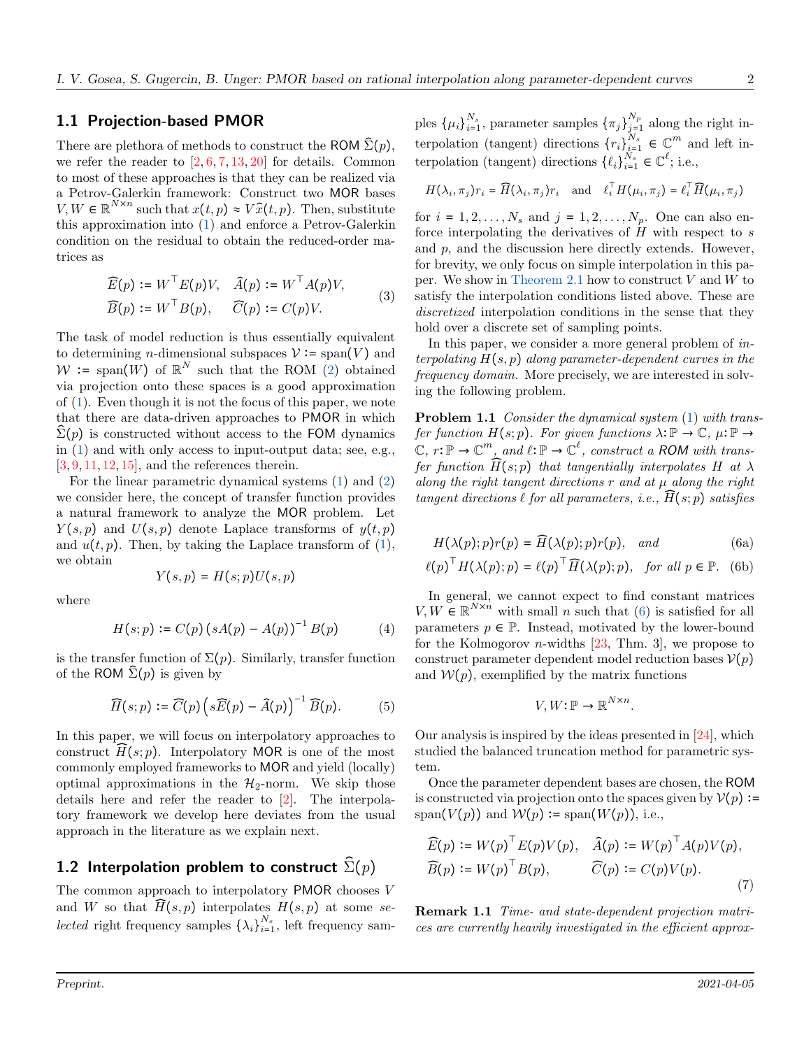## 1.1 Projection-based PMOR

There are plethora of methods to construct the ROM $\widehat{\Sigma}(p)$, we refer the reader to [2, 6, 7, 13, 20] for details. Common to most of these approaches is that they can be realized via a Petrov-Galerkin framework: Construct two MOR bases $V, W \in \mathbb{R}^{N\times n}$ such that $x(t,p) \approx V\widehat{x}(t,p)$. Then, substitute this approximation into (1) and enforce a Petrov-Galerkin condition on the residual to obtain the reduced-order matrices as

$$
\begin{aligned}
\widehat{E}(p) &:= W^\top E(p)V, & \widehat{A}(p) &:= W^\top A(p)V,\\
\widehat{B}(p) &:= W^\top B(p), & \widehat{C}(p) &:= C(p)V.
\end{aligned}
\tag{3}
$$

The task of model reduction is thus essentially equivalent to determining $n$-dimensional subspaces $\mathcal{V} := \operatorname{span}(V)$ and $\mathcal{W} := \operatorname{span}(W)$ of $\mathbb{R}^N$ such that the ROM (2) obtained via projection onto these spaces is a good approximation of (1). Even though it is not the focus of this paper, we note that there are data-driven approaches to PMOR in which $\widehat{\Sigma}(p)$ is constructed without access to the FOM dynamics in (1) and with only access to input-output data; see, e.g., [3, 9, 11, 12, 15], and the references therein.

For the linear parametric dynamical systems (1) and (2) we consider here, the concept of transfer function provides a natural framework to analyze the MOR problem. Let $Y(s,p)$ and $U(s,p)$ denote Laplace transforms of $y(t,p)$ and $u(t,p)$. Then, by taking the Laplace transform of (1), we obtain

$$
Y(s,p) = H(s;p)U(s,p)
$$

where

$$
H(s;p) := C(p)\left(sA(p) - A(p)\right)^{-1}B(p) \tag{4}
$$

is the transfer function of $\Sigma(p)$. Similarly, transfer function of the ROM $\widehat{\Sigma}(p)$ is given by

$$
\widehat{H}(s;p) := \widehat{C}(p)\left(s\widehat{E}(p) - \widehat{A}(p)\right)^{-1}\widehat{B}(p). \tag{5}
$$

In this paper, we will focus on interpolatory approaches to construct $\widehat{H}(s;p)$. Interpolatory MOR is one of the most commonly employed frameworks to MOR and yield (locally) optimal approximations in the $\mathcal{H}_2$-norm. We skip those details here and refer the reader to [2]. The interpolatory framework we develop here deviates from the usual approach in the literature as we explain next.

## 1.2 Interpolation problem to construct $\widehat{\Sigma}(p)$

The common approach to interpolatory PMOR chooses $V$ and $W$ so that $\widehat{H}(s,p)$ interpolates $H(s,p)$ at some *selected* right frequency samples $\{\lambda_i\}_{i=1}^{N_s}$, left frequency samples $\{\mu_i\}_{i=1}^{N_s}$, parameter samples $\{\pi_j\}_{j=1}^{N_p}$ along the right interpolation (tangent) directions $\{r_i\}_{i=1}^{N_s} \in \mathbb{C}^m$ and left interpolation (tangent) directions $\{\ell_i\}_{i=1}^{N_s} \in \mathbb{C}^\ell$; i.e.,

$$
H(\lambda_i, \pi_j)r_i = \widehat{H}(\lambda_i, \pi_j)r_i \quad \text{and} \quad \ell_i^\top H(\mu_i, \pi_j) = \ell_i^\top \widehat{H}(\mu_i, \pi_j)
$$

for $i = 1, 2, \ldots, N_s$ and $j = 1, 2, \ldots, N_p$. One can also enforce interpolating the derivatives of $H$ with respect to $s$ and $p$, and the discussion here directly extends. However, for brevity, we only focus on simple interpolation in this paper. We show in Theorem 2.1 how to construct $V$ and $W$ to satisfy the interpolation conditions listed above. These are *discretized* interpolation conditions in the sense that they hold over a discrete set of sampling points.

In this paper, we consider a more general problem of *interpolating $H(s,p)$ along parameter-dependent curves in the frequency domain.* More precisely, we are interested in solving the following problem.

**Problem 1.1** *Consider the dynamical system (1) with transfer function $H(s;p)$. For given functions $\lambda\colon \mathbb{P} \to \mathbb{C}$, $\mu\colon \mathbb{P} \to \mathbb{C}$, $r\colon \mathbb{P} \to \mathbb{C}^m$, and $\ell\colon \mathbb{P} \to \mathbb{C}^\ell$, construct a ROM with transfer function $\widehat{H}(s;p)$ that tangentially interpolates $H$ at $\lambda$ along the right tangent directions $r$ and at $\mu$ along the right tangent directions $\ell$ for all parameters, i.e., $\widehat{H}(s;p)$ satisfies*

$$
H(\lambda(p);p)r(p) = \widehat{H}(\lambda(p);p)r(p), \quad \textit{and} \tag{6a}
$$

$$
\ell(p)^\top H(\lambda(p);p) = \ell(p)^\top \widehat{H}(\lambda(p);p), \quad \textit{for all } p \in \mathbb{P}. \tag{6b}
$$

In general, we cannot expect to find constant matrices $V, W \in \mathbb{R}^{N\times n}$ with small $n$ such that (6) is satisfied for all parameters $p \in \mathbb{P}$. Instead, motivated by the lower-bound for the Kolmogorov $n$-widths [23, Thm. 3], we propose to construct parameter dependent model reduction bases $\mathcal{V}(p)$ and $\mathcal{W}(p)$, exemplified by the matrix functions

$$
V, W\colon \mathbb{P} \to \mathbb{R}^{N\times n}.
$$

Our analysis is inspired by the ideas presented in [24], which studied the balanced truncation method for parametric system.

Once the parameter dependent bases are chosen, the ROM is constructed via projection onto the spaces given by $\mathcal{V}(p) := \operatorname{span}(V(p))$ and $\mathcal{W}(p) := \operatorname{span}(W(p))$, i.e.,

$$
\begin{aligned}
\widehat{E}(p) &:= W(p)^\top E(p)V(p), & \widehat{A}(p) &:= W(p)^\top A(p)V(p),\\
\widehat{B}(p) &:= W(p)^\top B(p), & \widehat{C}(p) &:= C(p)V(p).
\end{aligned}
\tag{7}
$$

**Remark 1.1** *Time- and state-dependent projection matrices are currently heavily investigated in the efficient approx-*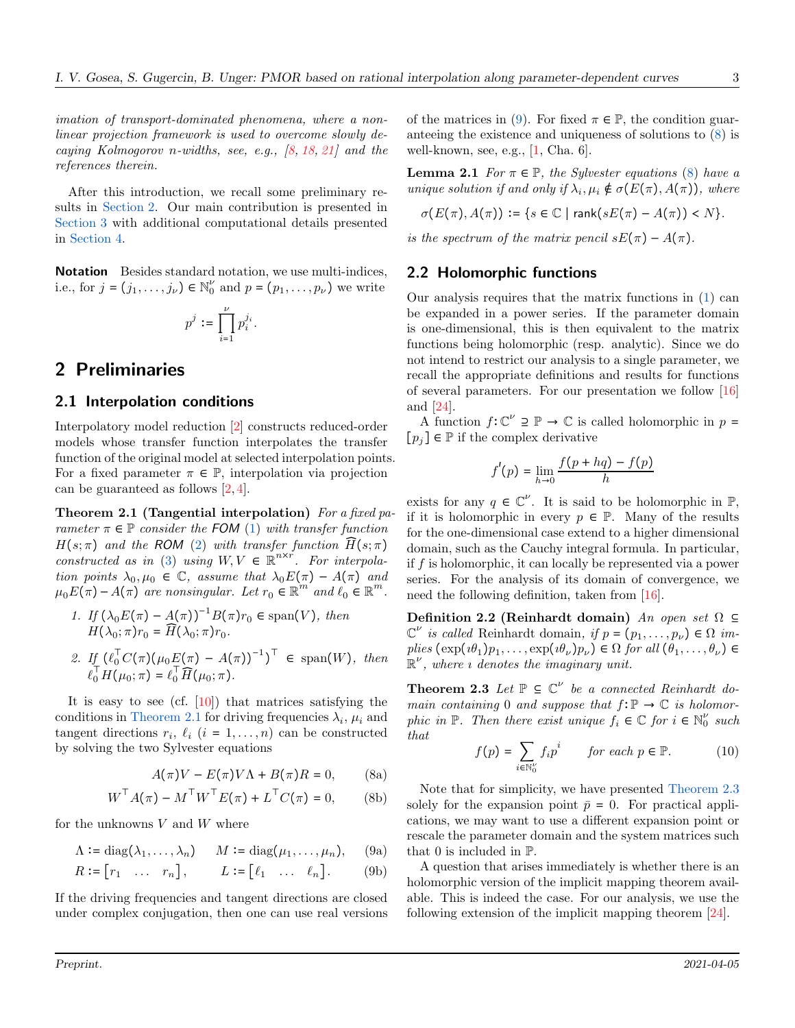*imation of transport-dominated phenomena, where a nonlinear projection framework is used to overcome slowly decaying Kolmogorov n-widths, see, e.g., [8, 18, 21] and the references therein.*

After this introduction, we recall some preliminary results in Section 2. Our main contribution is presented in Section 3 with additional computational details presented in Section 4.

**Notation** Besides standard notation, we use multi-indices, i.e., for $j = (j_1, \ldots, j_\nu) \in \mathbb{N}_0^\nu$ and $p = (p_1, \ldots, p_\nu)$ we write

$$p^j := \prod_{i=1}^{\nu} p_i^{j_i}.$$

## 2 Preliminaries

### 2.1 Interpolation conditions

Interpolatory model reduction [2] constructs reduced-order models whose transfer function interpolates the transfer function of the original model at selected interpolation points. For a fixed parameter $\pi \in \mathbb{P}$, interpolation via projection can be guaranteed as follows [2, 4].

**Theorem 2.1 (Tangential interpolation)** *For a fixed parameter $\pi \in \mathbb{P}$ consider the FOM (1) with transfer function $H(s;\pi)$ and the ROM (2) with transfer function $\widehat{H}(s;\pi)$ constructed as in (3) using $W, V \in \mathbb{R}^{n\times r}$. For interpolation points $\lambda_0, \mu_0 \in \mathbb{C}$, assume that $\lambda_0 E(\pi) - A(\pi)$ and $\mu_0 E(\pi) - A(\pi)$ are nonsingular. Let $r_0 \in \mathbb{R}^m$ and $\ell_0 \in \mathbb{R}^m$.*

1. *If $(\lambda_0 E(\pi) - A(\pi))^{-1} B(\pi) r_0 \in \operatorname{span}(V)$, then $H(\lambda_0;\pi) r_0 = \widehat{H}(\lambda_0;\pi) r_0$.*
2. *If $(\ell_0^\top C(\pi)(\mu_0 E(\pi) - A(\pi))^{-1})^\top \in \operatorname{span}(W)$, then $\ell_0^\top H(\mu_0;\pi) = \ell_0^\top \widehat{H}(\mu_0;\pi)$.*

It is easy to see (cf. [10]) that matrices satisfying the conditions in Theorem 2.1 for driving frequencies $\lambda_i$, $\mu_i$ and tangent directions $r_i$, $\ell_i$ $(i = 1, \ldots, n)$ can be constructed by solving the two Sylvester equations

$$A(\pi)V - E(\pi)V\Lambda + B(\pi)R = 0, \tag{8a}$$

$$W^\top A(\pi) - M^\top W^\top E(\pi) + L^\top C(\pi) = 0, \tag{8b}$$

for the unknowns $V$ and $W$ where

$$\Lambda := \operatorname{diag}(\lambda_1, \ldots, \lambda_n) \qquad M := \operatorname{diag}(\mu_1, \ldots, \mu_n), \tag{9a}$$

$$R := \begin{bmatrix} r_1 & \ldots & r_n \end{bmatrix}, \qquad L := \begin{bmatrix} \ell_1 & \ldots & \ell_n \end{bmatrix}. \tag{9b}$$

If the driving frequencies and tangent directions are closed under complex conjugation, then one can use real versions of the matrices in (9). For fixed $\pi \in \mathbb{P}$, the condition guaranteeing the existence and uniqueness of solutions to (8) is well-known, see, e.g., [1, Cha. 6].

**Lemma 2.1** *For $\pi \in \mathbb{P}$, the Sylvester equations (8) have a unique solution if and only if $\lambda_i, \mu_i \notin \sigma(E(\pi), A(\pi))$, where*

$$\sigma(E(\pi), A(\pi)) := \{s \in \mathbb{C} \mid \mathsf{rank}(sE(\pi) - A(\pi)) < N\}.$$

*is the spectrum of the matrix pencil $sE(\pi) - A(\pi)$.*

### 2.2 Holomorphic functions

Our analysis requires that the matrix functions in (1) can be expanded in a power series. If the parameter domain is one-dimensional, this is then equivalent to the matrix functions being holomorphic (resp. analytic). Since we do not intend to restrict our analysis to a single parameter, we recall the appropriate definitions and results for functions of several parameters. For our presentation we follow [16] and [24].

A function $f\colon \mathbb{C}^\nu \supseteq \mathbb{P} \to \mathbb{C}$ is called holomorphic in $p = [p_j] \in \mathbb{P}$ if the complex derivative

$$f'(p) = \lim_{h\to 0} \frac{f(p + hq) - f(p)}{h}$$

exists for any $q \in \mathbb{C}^\nu$. It is said to be holomorphic in $\mathbb{P}$, if it is holomorphic in every $p \in \mathbb{P}$. Many of the results for the one-dimensional case extend to a higher dimensional domain, such as the Cauchy integral formula. In particular, if $f$ is holomorphic, it can locally be represented via a power series. For the analysis of its domain of convergence, we need the following definition, taken from [16].

**Definition 2.2 (Reinhardt domain)** *An open set $\Omega \subseteq \mathbb{C}^\nu$ is called* Reinhardt domain, *if $p = (p_1, \ldots, p_\nu) \in \Omega$ implies $(\exp(\imath\theta_1)p_1, \ldots, \exp(\imath\theta_\nu)p_\nu) \in \Omega$ for all $(\theta_1, \ldots, \theta_\nu) \in \mathbb{R}^\nu$, where $\imath$ denotes the imaginary unit.*

**Theorem 2.3** *Let $\mathbb{P} \subseteq \mathbb{C}^\nu$ be a connected Reinhardt domain containing 0 and suppose that $f\colon \mathbb{P} \to \mathbb{C}$ is holomorphic in $\mathbb{P}$. Then there exist unique $f_i \in \mathbb{C}$ for $i \in \mathbb{N}_0^\nu$ such that*

$$f(p) = \sum_{i\in\mathbb{N}_0^\nu} f_i p^i \qquad \text{for each } p \in \mathbb{P}. \tag{10}$$

Note that for simplicity, we have presented Theorem 2.3 solely for the expansion point $\bar{p} = 0$. For practical applications, we may want to use a different expansion point or rescale the parameter domain and the system matrices such that 0 is included in $\mathbb{P}$.

A question that arises immediately is whether there is an holomorphic version of the implicit mapping theorem available. This is indeed the case. For our analysis, we use the following extension of the implicit mapping theorem [24].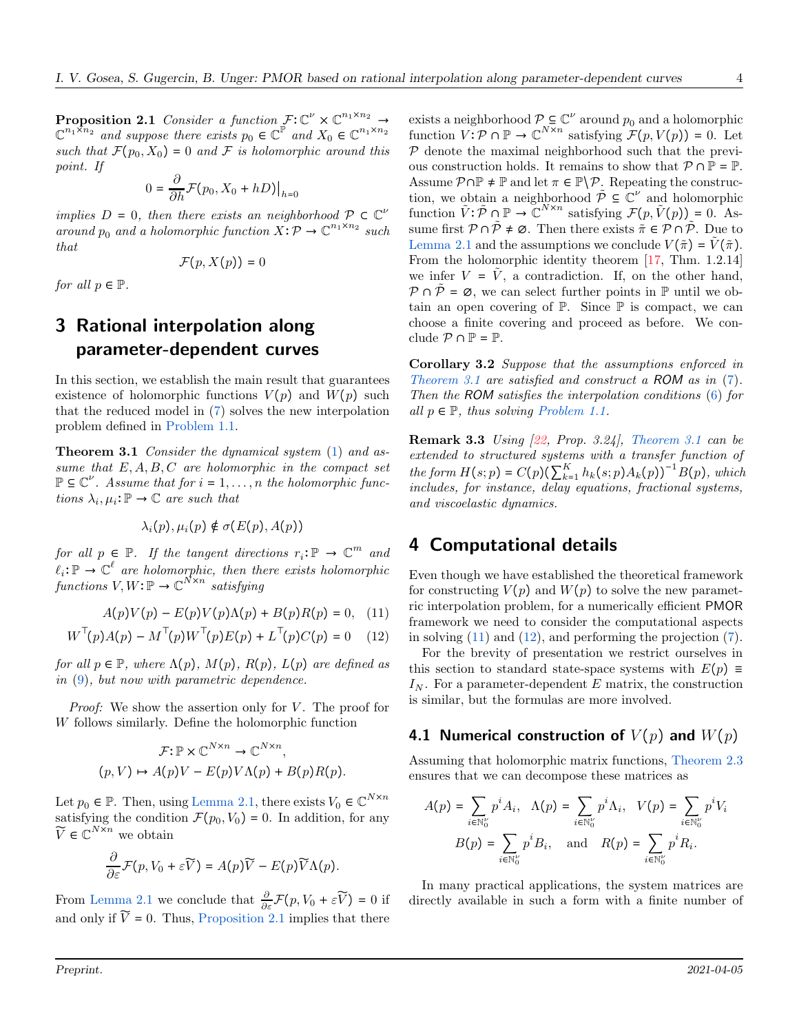**Proposition 2.1** *Consider a function* $\mathcal{F}\colon \mathbb{C}^{\nu} \times \mathbb{C}^{n_1 \times n_2} \to \mathbb{C}^{n_1 \times n_2}$ *and suppose there exists* $p_0 \in \mathbb{C}^{\mathbb{P}}$ *and* $X_0 \in \mathbb{C}^{n_1 \times n_2}$ *such that* $\mathcal{F}(p_0, X_0) = 0$ *and* $\mathcal{F}$ *is holomorphic around this point. If*

$$0 = \frac{\partial}{\partial h}\mathcal{F}(p_0, X_0 + hD)\big|_{h=0}$$

*implies* $D = 0$*, then there exists an neighborhood* $\mathcal{P} \subset \mathbb{C}^{\nu}$ *around* $p_0$ *and a holomorphic function* $X\colon \mathcal{P} \to \mathbb{C}^{n_1 \times n_2}$ *such that*

$$\mathcal{F}(p, X(p)) = 0$$

*for all* $p \in \mathbb{P}$.

# 3 Rational interpolation along parameter-dependent curves

In this section, we establish the main result that guarantees existence of holomorphic functions $V(p)$ and $W(p)$ such that the reduced model in (7) solves the new interpolation problem defined in Problem 1.1.

**Theorem 3.1** *Consider the dynamical system* (1) *and assume that* $E, A, B, C$ *are holomorphic in the compact set* $\mathbb{P} \subseteq \mathbb{C}^{\nu}$*. Assume that for* $i = 1, \ldots, n$ *the holomorphic functions* $\lambda_i, \mu_i\colon \mathbb{P} \to \mathbb{C}$ *are such that*

$$\lambda_i(p), \mu_i(p) \notin \sigma(E(p), A(p))$$

*for all* $p \in \mathbb{P}$*. If the tangent directions* $r_i\colon \mathbb{P} \to \mathbb{C}^m$ *and* $\ell_i\colon \mathbb{P} \to \mathbb{C}^{\ell}$ *are holomorphic, then there exists holomorphic functions* $V, W\colon \mathbb{P} \to \mathbb{C}^{N \times n}$ *satisfying*

$$A(p)V(p) - E(p)V(p)\Lambda(p) + B(p)R(p) = 0, \quad (11)$$

$$W^{\top}(p)A(p) - M^{\top}(p)W^{\top}(p)E(p) + L^{\top}(p)C(p) = 0 \quad (12)$$

*for all* $p \in \mathbb{P}$*, where* $\Lambda(p)$*,* $M(p)$*,* $R(p)$*,* $L(p)$ *are defined as in* (9)*, but now with parametric dependence.*

*Proof:* We show the assertion only for $V$. The proof for $W$ follows similarly. Define the holomorphic function

$$\mathcal{F}\colon \mathbb{P} \times \mathbb{C}^{N \times n} \to \mathbb{C}^{N \times n},$$
$$(p, V) \mapsto A(p)V - E(p)V\Lambda(p) + B(p)R(p).$$

Let $p_0 \in \mathbb{P}$. Then, using Lemma 2.1, there exists $V_0 \in \mathbb{C}^{N \times n}$ satisfying the condition $\mathcal{F}(p_0, V_0) = 0$. In addition, for any $\widetilde{V} \in \mathbb{C}^{N \times n}$ we obtain

$$\frac{\partial}{\partial \varepsilon}\mathcal{F}(p, V_0 + \varepsilon\widetilde{V}) = A(p)\widetilde{V} - E(p)\widetilde{V}\Lambda(p).$$

From Lemma 2.1 we conclude that $\frac{\partial}{\partial \varepsilon}\mathcal{F}(p, V_0 + \varepsilon\widetilde{V}) = 0$ if and only if $\widetilde{V} = 0$. Thus, Proposition 2.1 implies that there exists a neighborhood $\mathcal{P} \subseteq \mathbb{C}^{\nu}$ around $p_0$ and a holomorphic function $V\colon \mathcal{P} \cap \mathbb{P} \to \mathbb{C}^{N \times n}$ satisfying $\mathcal{F}(p, V(p)) = 0$. Let $\mathcal{P}$ denote the maximal neighborhood such that the previous construction holds. It remains to show that $\mathcal{P} \cap \mathbb{P} = \mathbb{P}$. Assume $\mathcal{P} \cap \mathbb{P} \neq \mathbb{P}$ and let $\pi \in \mathbb{P} \setminus \mathcal{P}$. Repeating the construction, we obtain a neighborhood $\tilde{\mathcal{P}} \subseteq \mathbb{C}^{\nu}$ and holomorphic function $\tilde{V}\colon \tilde{\mathcal{P}} \cap \mathbb{P} \to \mathbb{C}^{N \times n}$ satisfying $\mathcal{F}(p, \tilde{V}(p)) = 0$. Assume first $\mathcal{P} \cap \tilde{\mathcal{P}} \neq \varnothing$. Then there exists $\tilde{\pi} \in \mathcal{P} \cap \tilde{\mathcal{P}}$. Due to Lemma 2.1 and the assumptions we conclude $V(\tilde{\pi}) = \tilde{V}(\tilde{\pi})$. From the holomorphic identity theorem [17, Thm. 1.2.14] we infer $V = \tilde{V}$, a contradiction. If, on the other hand, $\mathcal{P} \cap \tilde{\mathcal{P}} = \varnothing$, we can select further points in $\mathbb{P}$ until we obtain an open covering of $\mathbb{P}$. Since $\mathbb{P}$ is compact, we can choose a finite covering and proceed as before. We conclude $\mathcal{P} \cap \mathbb{P} = \mathbb{P}$.

**Corollary 3.2** *Suppose that the assumptions enforced in Theorem 3.1 are satisfied and construct a* ROM *as in* (7)*. Then the* ROM *satisfies the interpolation conditions* (6) *for all* $p \in \mathbb{P}$*, thus solving Problem 1.1.*

**Remark 3.3** *Using [22, Prop. 3.24], Theorem 3.1 can be extended to structured systems with a transfer function of the form* $H(s;p) = C(p)\left(\sum_{k=1}^{K} h_k(s;p)A_k(p)\right)^{-1}B(p)$*, which includes, for instance, delay equations, fractional systems, and viscoelastic dynamics.*

# 4 Computational details

Even though we have established the theoretical framework for constructing $V(p)$ and $W(p)$ to solve the new parametric interpolation problem, for a numerically efficient PMOR framework we need to consider the computational aspects in solving (11) and (12), and performing the projection (7).

For the brevity of presentation we restrict ourselves in this section to standard state-space systems with $E(p) \equiv I_N$. For a parameter-dependent $E$ matrix, the construction is similar, but the formulas are more involved.

## 4.1 Numerical construction of $V(p)$ and $W(p)$

Assuming that holomorphic matrix functions, Theorem 2.3 ensures that we can decompose these matrices as

$$A(p) = \sum_{i \in \mathbb{N}_0^{\nu}} p^i A_i, \quad \Lambda(p) = \sum_{i \in \mathbb{N}_0^{\nu}} p^i \Lambda_i, \quad V(p) = \sum_{i \in \mathbb{N}_0^{\nu}} p^i V_i$$
$$B(p) = \sum_{i \in \mathbb{N}_0^{\nu}} p^i B_i, \quad \text{and} \quad R(p) = \sum_{i \in \mathbb{N}_0^{\nu}} p^i R_i.$$

In many practical applications, the system matrices are directly available in such a form with a finite number of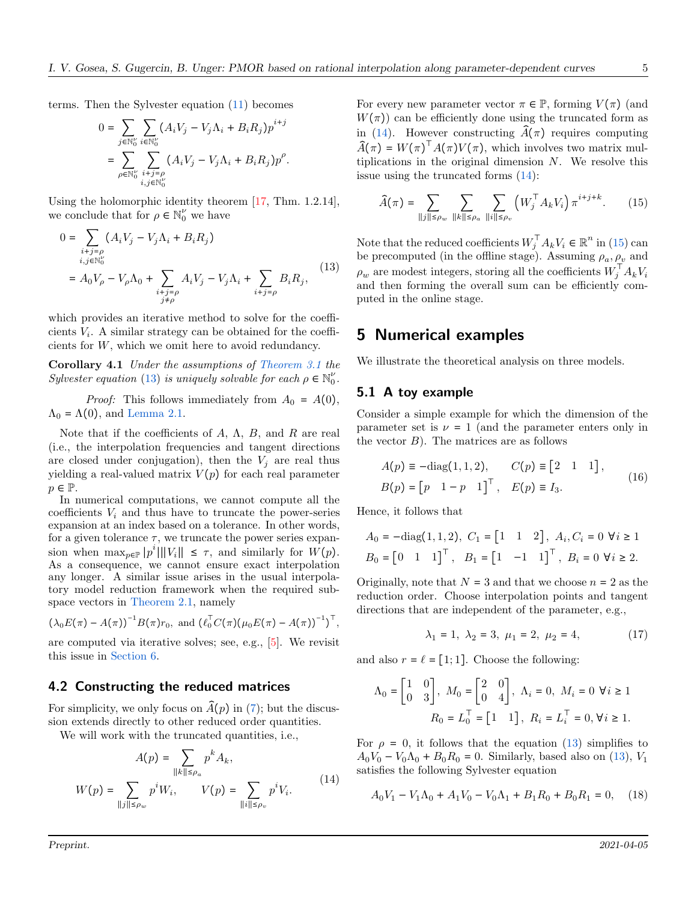terms. Then the Sylvester equation (11) becomes

$$
\begin{aligned}
0 &= \sum_{j\in\mathbb{N}_0^\nu}\sum_{i\in\mathbb{N}_0^\nu}(A_iV_j - V_j\Lambda_i + B_iR_j)p^{i+j} \\
&= \sum_{\rho\in\mathbb{N}_0^\nu}\sum_{\substack{i+j=\rho \\ i,j\in\mathbb{N}_0^\nu}}(A_iV_j - V_j\Lambda_i + B_iR_j)p^{\rho}.
\end{aligned}
$$

Using the holomorphic identity theorem [17, Thm. 1.2.14], we conclude that for $\rho\in\mathbb{N}_0^\nu$ we have

$$
\begin{aligned}
0 &= \sum_{\substack{i+j=\rho \\ i,j\in\mathbb{N}_0^\nu}}(A_iV_j - V_j\Lambda_i + B_iR_j) \\
&= A_0V_\rho - V_\rho\Lambda_0 + \sum_{\substack{i+j=\rho \\ j\neq\rho}} A_iV_j - V_j\Lambda_i + \sum_{i+j=\rho}B_iR_j,
\end{aligned}
\tag{13}
$$

which provides an iterative method to solve for the coefficients $V_i$. A similar strategy can be obtained for the coefficients for $W$, which we omit here to avoid redundancy.

**Corollary 4.1** *Under the assumptions of Theorem 3.1 the Sylvester equation (13) is uniquely solvable for each $\rho\in\mathbb{N}_0^\nu$.*

*Proof:* This follows immediately from $A_0 = A(0)$, $\Lambda_0 = \Lambda(0)$, and Lemma 2.1.

Note that if the coefficients of $A$, $\Lambda$, $B$, and $R$ are real (i.e., the interpolation frequencies and tangent directions are closed under conjugation), then the $V_j$ are real thus yielding a real-valued matrix $V(p)$ for each real parameter $p\in\mathbb{P}$.

In numerical computations, we cannot compute all the coefficients $V_i$ and thus have to truncate the power-series expansion at an index based on a tolerance. In other words, for a given tolerance $\tau$, we truncate the power series expansion when $\max_{p\in\mathbb{P}}|p^i|\|V_i\| \leq \tau$, and similarly for $W(p)$. As a consequence, we cannot ensure exact interpolation any longer. A similar issue arises in the usual interpolatory model reduction framework when the required subspace vectors in Theorem 2.1, namely

$$(\lambda_0E(\pi) - A(\pi))^{-1}B(\pi)r_0, \text{ and } (\ell_0^\top C(\pi)(\mu_0E(\pi) - A(\pi))^{-1})^\top,$$

are computed via iterative solves; see, e.g., [5]. We revisit this issue in Section 6.

### 4.2 Constructing the reduced matrices

For simplicity, we only focus on $\widehat{A}(p)$ in (7); but the discussion extends directly to other reduced order quantities.

We will work with the truncated quantities, i.e.,

$$
\begin{aligned}
A(p) &= \sum_{\|k\|\leq\rho_a} p^kA_k, \\
W(p) = \sum_{\|j\|\leq\rho_w} p^iW_i, &\qquad V(p) = \sum_{\|i\|\leq\rho_v} p^iV_i.
\end{aligned}
\tag{14}
$$

For every new parameter vector $\pi\in\mathbb{P}$, forming $V(\pi)$ (and $W(\pi)$) can be efficiently done using the truncated form as in (14). However constructing $\widehat{A}(\pi)$ requires computing $\widehat{A}(\pi) = W(\pi)^\top A(\pi)V(\pi)$, which involves two matrix multiplications in the original dimension $N$. We resolve this issue using the truncated forms (14):

$$\widehat{A}(\pi) = \sum_{\|j\|\leq\rho_w}\sum_{\|k\|\leq\rho_a}\sum_{\|i\|\leq\rho_v}\left(W_j^\top A_kV_i\right)\pi^{i+j+k}. \tag{15}$$

Note that the reduced coefficients $W_j^\top A_kV_i\in\mathbb{R}^n$ in (15) can be precomputed (in the offline stage). Assuming $\rho_a,\rho_v$ and $\rho_w$ are modest integers, storing all the coefficients $W_j^\top A_kV_i$ and then forming the overall sum can be efficiently computed in the online stage.

## 5 Numerical examples

We illustrate the theoretical analysis on three models.

### 5.1 A toy example

Consider a simple example for which the dimension of the parameter set is $\nu = 1$ (and the parameter enters only in the vector $B$). The matrices are as follows

$$
\begin{aligned}
A(p) &\equiv -\mathrm{diag}(1,1,2), \qquad C(p)\equiv\begin{bmatrix}2 & 1 & 1\end{bmatrix}, \\
B(p) &= \begin{bmatrix}p & 1-p & 1\end{bmatrix}^\top, \quad E(p)\equiv I_3.
\end{aligned}
\tag{16}
$$

Hence, it follows that

$$
\begin{aligned}
A_0 &= -\mathrm{diag}(1,1,2),\ C_1 = \begin{bmatrix}1 & 1 & 2\end{bmatrix},\ A_i, C_i = 0\ \forall i\geq 1 \\
B_0 &= \begin{bmatrix}0 & 1 & 1\end{bmatrix}^\top,\ \ B_1 = \begin{bmatrix}1 & -1 & 1\end{bmatrix}^\top,\ B_i = 0\ \forall i\geq 2.
\end{aligned}
$$

Originally, note that $N = 3$ and that we choose $n = 2$ as the reduction order. Choose interpolation points and tangent directions that are independent of the parameter, e.g.,

$$\lambda_1 = 1,\ \lambda_2 = 3,\ \mu_1 = 2,\ \mu_2 = 4, \tag{17}$$

and also $r = \ell = [1;1]$. Choose the following:

$$
\begin{aligned}
\Lambda_0 = \begin{bmatrix}1 & 0\\ 0 & 3\end{bmatrix},\ M_0 = \begin{bmatrix}2 & 0\\ 0 & 4\end{bmatrix},\ \Lambda_i = 0,\ M_i = 0\ \forall i\geq 1 \\
R_0 = L_0^\top = \begin{bmatrix}1 & 1\end{bmatrix},\ R_i = L_i^\top = 0, \forall i\geq 1.
\end{aligned}
$$

For $\rho = 0$, it follows that the equation (13) simplifies to $A_0V_0 - V_0\Lambda_0 + B_0R_0 = 0$. Similarly, based also on (13), $V_1$ satisfies the following Sylvester equation

$$A_0V_1 - V_1\Lambda_0 + A_1V_0 - V_0\Lambda_1 + B_1R_0 + B_0R_1 = 0, \tag{18}$$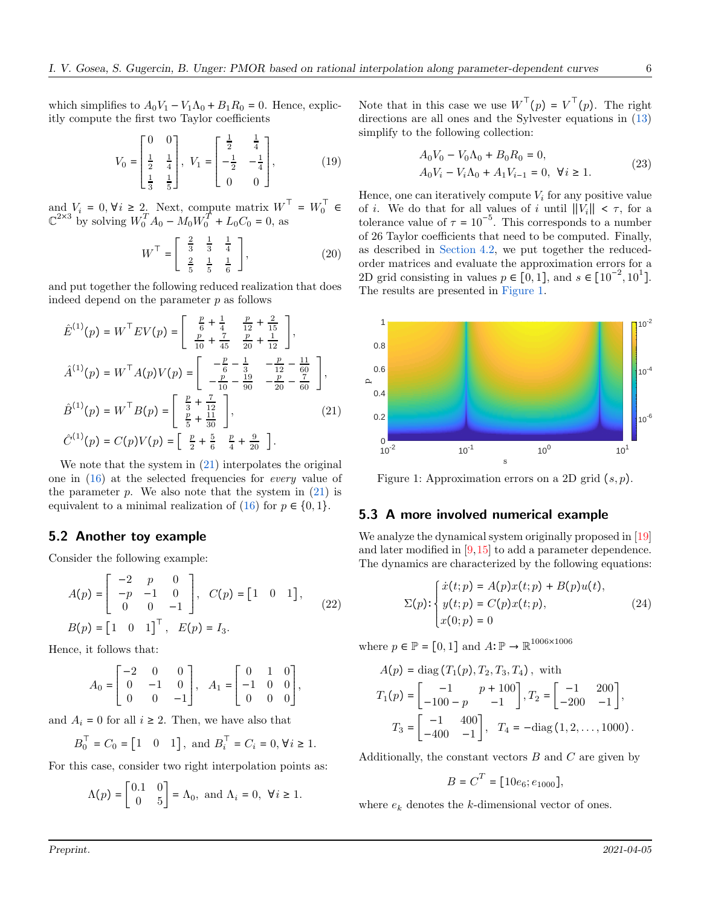which simplifies to $A_0V_1 - V_1\Lambda_0 + B_1R_0 = 0$. Hence, explicitly compute the first two Taylor coefficients

$$V_0 = \begin{bmatrix} 0 & 0 \\ \frac{1}{2} & \frac{1}{4} \\ \frac{1}{3} & \frac{1}{5} \end{bmatrix}, \quad V_1 = \begin{bmatrix} \frac{1}{2} & \frac{1}{4} \\ -\frac{1}{2} & -\frac{1}{4} \\ 0 & 0 \end{bmatrix}, \tag{19}$$

and $V_i = 0, \forall i \geq 2$. Next, compute matrix $W^\top = W_0^\top \in \mathbb{C}^{2\times 3}$ by solving $W_0^T A_0 - M_0 W_0^T + L_0 C_0 = 0$, as

$$W^\top = \begin{bmatrix} \frac{2}{3} & \frac{1}{3} & \frac{1}{4} \\ \frac{2}{5} & \frac{1}{5} & \frac{1}{6} \end{bmatrix}, \tag{20}$$

and put together the following reduced realization that does indeed depend on the parameter $p$ as follows

$$\begin{aligned}
\hat{E}^{(1)}(p) &= W^\top E V(p) = \begin{bmatrix} \frac{p}{6} + \frac{1}{4} & \frac{p}{12} + \frac{2}{15} \\ \frac{p}{10} + \frac{7}{45} & \frac{p}{20} + \frac{1}{12} \end{bmatrix}, \\
\hat{A}^{(1)}(p) &= W^\top A(p) V(p) = \begin{bmatrix} -\frac{p}{6} - \frac{1}{3} & -\frac{p}{12} - \frac{11}{60} \\ -\frac{p}{10} - \frac{19}{90} & -\frac{p}{20} - \frac{7}{60} \end{bmatrix}, \\
\hat{B}^{(1)}(p) &= W^\top B(p) = \begin{bmatrix} \frac{p}{3} + \frac{7}{12} \\ \frac{p}{5} + \frac{11}{30} \end{bmatrix}, \\
\hat{C}^{(1)}(p) &= C(p) V(p) = \begin{bmatrix} \frac{p}{2} + \frac{5}{6} & \frac{p}{4} + \frac{9}{20} \end{bmatrix}.
\end{aligned} \tag{21}$$

We note that the system in (21) interpolates the original one in (16) at the selected frequencies for *every* value of the parameter $p$. We also note that the system in (21) is equivalent to a minimal realization of (16) for $p \in \{0, 1\}$.

## 5.2 Another toy example

Consider the following example:

$$\begin{aligned}
A(p) &= \begin{bmatrix} -2 & p & 0 \\ -p & -1 & 0 \\ 0 & 0 & -1 \end{bmatrix}, \quad C(p) = \begin{bmatrix} 1 & 0 & 1 \end{bmatrix}, \\
B(p) &= \begin{bmatrix} 1 & 0 & 1 \end{bmatrix}^\top, \quad E(p) = I_3.
\end{aligned} \tag{22}$$

Hence, it follows that:

$$A_0 = \begin{bmatrix} -2 & 0 & 0 \\ 0 & -1 & 0 \\ 0 & 0 & -1 \end{bmatrix}, \quad A_1 = \begin{bmatrix} 0 & 1 & 0 \\ -1 & 0 & 0 \\ 0 & 0 & 0 \end{bmatrix},$$

and $A_i = 0$ for all $i \geq 2$. Then, we have also that

$$B_0^\top = C_0 = \begin{bmatrix} 1 & 0 & 1 \end{bmatrix}, \text{ and } B_i^\top = C_i = 0, \forall i \geq 1.$$

For this case, consider two right interpolation points as:

$$\Lambda(p) = \begin{bmatrix} 0.1 & 0 \\ 0 & 5 \end{bmatrix} = \Lambda_0, \text{ and } \Lambda_i = 0, \ \forall i \geq 1.$$

Note that in this case we use $W^\top(p) = V^\top(p)$. The right directions are all ones and the Sylvester equations in (13) simplify to the following collection:

$$\begin{aligned}
&A_0V_0 - V_0\Lambda_0 + B_0R_0 = 0, \\
&A_0V_i - V_i\Lambda_0 + A_1V_{i-1} = 0, \ \forall i \geq 1.
\end{aligned} \tag{23}$$

Hence, one can iteratively compute $V_i$ for any positive value of $i$. We do that for all values of $i$ until $\|V_i\| < \tau$, for a tolerance value of $\tau = 10^{-5}$. This corresponds to a number of 26 Taylor coefficients that need to be computed. Finally, as described in Section 4.2, we put together the reduced-order matrices and evaluate the approximation errors for a 2D grid consisting in values $p \in [0, 1]$, and $s \in [10^{-2}, 10^1]$. The results are presented in Figure 1.

Figure 1: Approximation errors on a 2D grid $(s, p)$.

## 5.3 A more involved numerical example

We analyze the dynamical system originally proposed in [19] and later modified in [9,15] to add a parameter dependence. The dynamics are characterized by the following equations:

$$\Sigma(p) \colon \begin{cases} \dot{x}(t;p) = A(p)x(t;p) + B(p)u(t), \\ y(t;p) = C(p)x(t;p), \\ x(0;p) = 0 \end{cases} \tag{24}$$

where $p \in \mathbb{P} = [0, 1]$ and $A \colon \mathbb{P} \to \mathbb{R}^{1006\times 1006}$

$$\begin{aligned}
A(p) &= \operatorname{diag}\left(T_1(p), T_2, T_3, T_4\right), \text{ with} \\
T_1(p) &= \begin{bmatrix} -1 & p+100 \\ -100-p & -1 \end{bmatrix}, T_2 = \begin{bmatrix} -1 & 200 \\ -200 & -1 \end{bmatrix}, \\
T_3 &= \begin{bmatrix} -1 & 400 \\ -400 & -1 \end{bmatrix}, \quad T_4 = -\operatorname{diag}\left(1, 2, \ldots, 1000\right).
\end{aligned}$$

Additionally, the constant vectors $B$ and $C$ are given by

$$B = C^T = [10e_6; e_{1000}],$$

where $e_k$ denotes the $k$-dimensional vector of ones.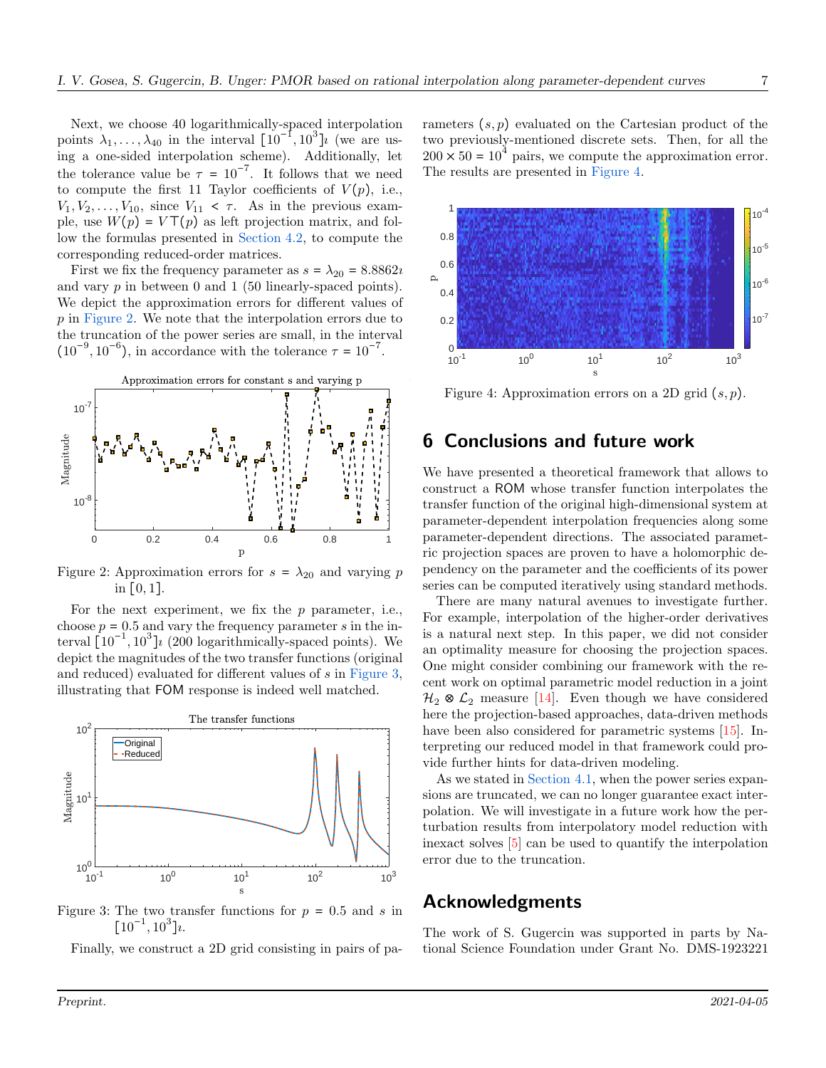Next, we choose 40 logarithmically-spaced interpolation points $\lambda_1, \ldots, \lambda_{40}$ in the interval $[10^{-1}, 10^3]\imath$ (we are using a one-sided interpolation scheme). Additionally, let the tolerance value be $\tau = 10^{-7}$. It follows that we need to compute the first 11 Taylor coefficients of $V(p)$, i.e., $V_1, V_2, \ldots, V_{10}$, since $V_{11} < \tau$. As in the previous example, use $W(p) = V^\top(p)$ as left projection matrix, and follow the formulas presented in Section 4.2, to compute the corresponding reduced-order matrices.

First we fix the frequency parameter as $s = \lambda_{20} = 8.8862\imath$ and vary $p$ in between 0 and 1 (50 linearly-spaced points). We depict the approximation errors for different values of $p$ in Figure 2. We note that the interpolation errors due to the truncation of the power series are small, in the interval $(10^{-9}, 10^{-6})$, in accordance with the tolerance $\tau = 10^{-7}$.

Figure 2: Approximation errors for $s = \lambda_{20}$ and varying $p$ in $[0, 1]$.

For the next experiment, we fix the $p$ parameter, i.e., choose $p = 0.5$ and vary the frequency parameter $s$ in the interval $[10^{-1}, 10^3]\imath$ (200 logarithmically-spaced points). We depict the magnitudes of the two transfer functions (original and reduced) evaluated for different values of $s$ in Figure 3, illustrating that FOM response is indeed well matched.

Figure 3: The two transfer functions for $p = 0.5$ and $s$ in $[10^{-1}, 10^3]\imath$.

Finally, we construct a 2D grid consisting in pairs of parameters $(s, p)$ evaluated on the Cartesian product of the two previously-mentioned discrete sets. Then, for all the $200 \times 50 = 10^4$ pairs, we compute the approximation error. The results are presented in Figure 4.

Figure 4: Approximation errors on a 2D grid $(s, p)$.

## 6 Conclusions and future work

We have presented a theoretical framework that allows to construct a ROM whose transfer function interpolates the transfer function of the original high-dimensional system at parameter-dependent interpolation frequencies along some parameter-dependent directions. The associated parametric projection spaces are proven to have a holomorphic dependency on the parameter and the coefficients of its power series can be computed iteratively using standard methods.

There are many natural avenues to investigate further. For example, interpolation of the higher-order derivatives is a natural next step. In this paper, we did not consider an optimality measure for choosing the projection spaces. One might consider combining our framework with the recent work on optimal parametric model reduction in a joint $\mathcal{H}_2 \otimes \mathcal{L}_2$ measure [14]. Even though we have considered here the projection-based approaches, data-driven methods have been also considered for parametric systems [15]. Interpreting our reduced model in that framework could provide further hints for data-driven modeling.

As we stated in Section 4.1, when the power series expansions are truncated, we can no longer guarantee exact interpolation. We will investigate in a future work how the perturbation results from interpolatory model reduction with inexact solves [5] can be used to quantify the interpolation error due to the truncation.

## Acknowledgments

The work of S. Gugercin was supported in parts by National Science Foundation under Grant No. DMS-1923221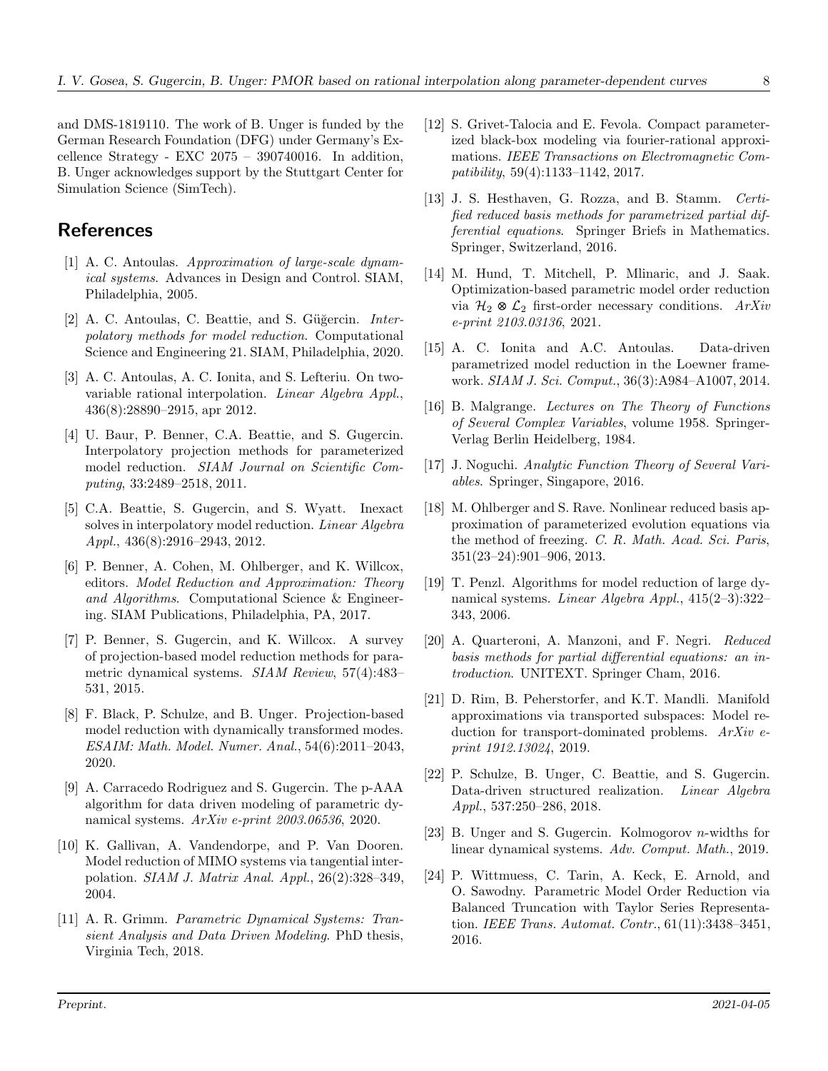and DMS-1819110. The work of B. Unger is funded by the German Research Foundation (DFG) under Germany's Excellence Strategy - EXC 2075 – 390740016. In addition, B. Unger acknowledges support by the Stuttgart Center for Simulation Science (SimTech).

## References

[1] A. C. Antoulas. *Approximation of large-scale dynamical systems*. Advances in Design and Control. SIAM, Philadelphia, 2005.

[2] A. C. Antoulas, C. Beattie, and S. Güğercin. *Interpolatory methods for model reduction*. Computational Science and Engineering 21. SIAM, Philadelphia, 2020.

[3] A. C. Antoulas, A. C. Ionita, and S. Lefteriu. On two-variable rational interpolation. *Linear Algebra Appl.*, 436(8):28890–2915, apr 2012.

[4] U. Baur, P. Benner, C.A. Beattie, and S. Gugercin. Interpolatory projection methods for parameterized model reduction. *SIAM Journal on Scientific Computing*, 33:2489–2518, 2011.

[5] C.A. Beattie, S. Gugercin, and S. Wyatt. Inexact solves in interpolatory model reduction. *Linear Algebra Appl.*, 436(8):2916–2943, 2012.

[6] P. Benner, A. Cohen, M. Ohlberger, and K. Willcox, editors. *Model Reduction and Approximation: Theory and Algorithms*. Computational Science & Engineering. SIAM Publications, Philadelphia, PA, 2017.

[7] P. Benner, S. Gugercin, and K. Willcox. A survey of projection-based model reduction methods for parametric dynamical systems. *SIAM Review*, 57(4):483–531, 2015.

[8] F. Black, P. Schulze, and B. Unger. Projection-based model reduction with dynamically transformed modes. *ESAIM: Math. Model. Numer. Anal.*, 54(6):2011–2043, 2020.

[9] A. Carracedo Rodriguez and S. Gugercin. The p-AAA algorithm for data driven modeling of parametric dynamical systems. *ArXiv e-print 2003.06536*, 2020.

[10] K. Gallivan, A. Vandendorpe, and P. Van Dooren. Model reduction of MIMO systems via tangential interpolation. *SIAM J. Matrix Anal. Appl.*, 26(2):328–349, 2004.

[11] A. R. Grimm. *Parametric Dynamical Systems: Transient Analysis and Data Driven Modeling*. PhD thesis, Virginia Tech, 2018.

[12] S. Grivet-Talocia and E. Fevola. Compact parameterized black-box modeling via fourier-rational approximations. *IEEE Transactions on Electromagnetic Compatibility*, 59(4):1133–1142, 2017.

[13] J. S. Hesthaven, G. Rozza, and B. Stamm. *Certified reduced basis methods for parametrized partial differential equations*. Springer Briefs in Mathematics. Springer, Switzerland, 2016.

[14] M. Hund, T. Mitchell, P. Mlinaric, and J. Saak. Optimization-based parametric model order reduction via $\mathcal{H}_2 \otimes \mathcal{L}_2$ first-order necessary conditions. *ArXiv e-print 2103.03136*, 2021.

[15] A. C. Ionita and A.C. Antoulas. Data-driven parametrized model reduction in the Loewner framework. *SIAM J. Sci. Comput.*, 36(3):A984–A1007, 2014.

[16] B. Malgrange. *Lectures on The Theory of Functions of Several Complex Variables*, volume 1958. Springer-Verlag Berlin Heidelberg, 1984.

[17] J. Noguchi. *Analytic Function Theory of Several Variables*. Springer, Singapore, 2016.

[18] M. Ohlberger and S. Rave. Nonlinear reduced basis approximation of parameterized evolution equations via the method of freezing. *C. R. Math. Acad. Sci. Paris*, 351(23–24):901–906, 2013.

[19] T. Penzl. Algorithms for model reduction of large dynamical systems. *Linear Algebra Appl.*, 415(2–3):322–343, 2006.

[20] A. Quarteroni, A. Manzoni, and F. Negri. *Reduced basis methods for partial differential equations: an introduction*. UNITEXT. Springer Cham, 2016.

[21] D. Rim, B. Peherstorfer, and K.T. Mandli. Manifold approximations via transported subspaces: Model reduction for transport-dominated problems. *ArXiv e-print 1912.13024*, 2019.

[22] P. Schulze, B. Unger, C. Beattie, and S. Gugercin. Data-driven structured realization. *Linear Algebra Appl.*, 537:250–286, 2018.

[23] B. Unger and S. Gugercin. Kolmogorov $n$-widths for linear dynamical systems. *Adv. Comput. Math.*, 2019.

[24] P. Wittmuess, C. Tarin, A. Keck, E. Arnold, and O. Sawodny. Parametric Model Order Reduction via Balanced Truncation with Taylor Series Representation. *IEEE Trans. Automat. Contr.*, 61(11):3438–3451, 2016.